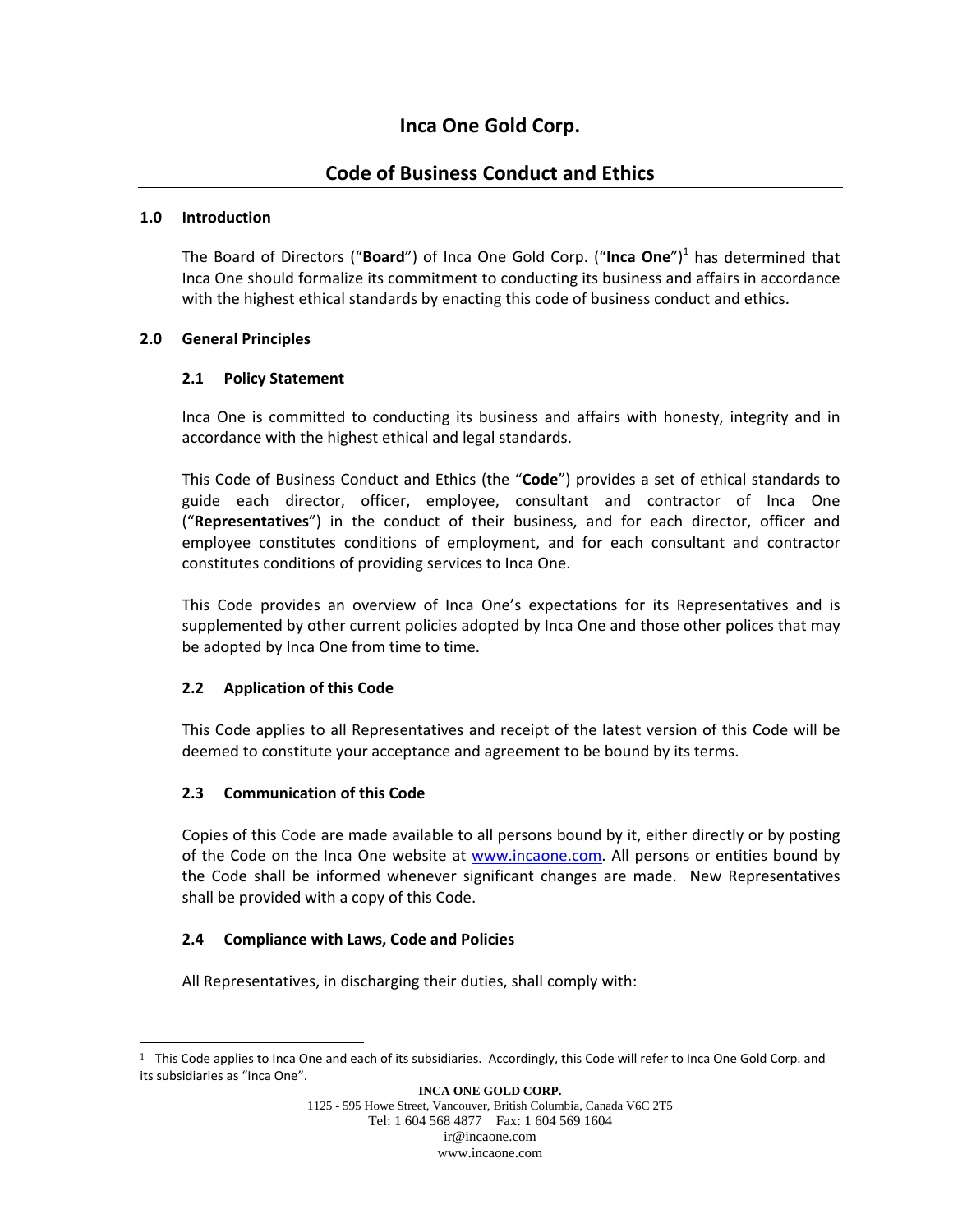# Inca One Gold Corp.

## Code of Business Conduct and Ethics

### 1.0 Introduction

The Board of Directors ("**Board**") of Inca One Gold Corp. ("**Inca One**")[1] has determined that Inca One should formalize its commitment to conducting its business and affairs in accordance with the highest ethical standards by enacting this code of business conduct and ethics.

### 2.0 General Principles

#### 2.1 Policy Statement

Inca One is committed to conducting its business and affairs with honesty, integrity and in accordance with the highest ethical and legal standards.

This Code of Business Conduct and Ethics (the "**Code**") provides a set of ethical standards to guide each director, officer, employee, consultant and contractor of Inca One ("**Representatives**") in the conduct of their business, and for each director, officer and employee constitutes conditions of employment, and for each consultant and contractor constitutes conditions of providing services to Inca One.

This Code provides an overview of Inca One's expectations for its Representatives and is supplemented by other current policies adopted by Inca One and those other polices that may be adopted by Inca One from time to time.

#### 2.2 Application of this Code

This Code applies to all Representatives and receipt of the latest version of this Code will be deemed to constitute your acceptance and agreement to be bound by its terms.

#### 2.3 Communication of this Code

Copies of this Code are made available to all persons bound by it, either directly or by posting of the Code on the Inca One website at www.incaone.com. All persons or entities bound by the Code shall be informed whenever significant changes are made. New Representatives shall be provided with a copy of this Code.

#### 2.4 Compliance with Laws, Code and Policies

All Representatives, in discharging their duties, shall comply with:

[1] This Code applies to Inca One and each of its subsidiaries. Accordingly, this Code will refer to Inca One Gold Corp. and its subsidiaries as "Inca One".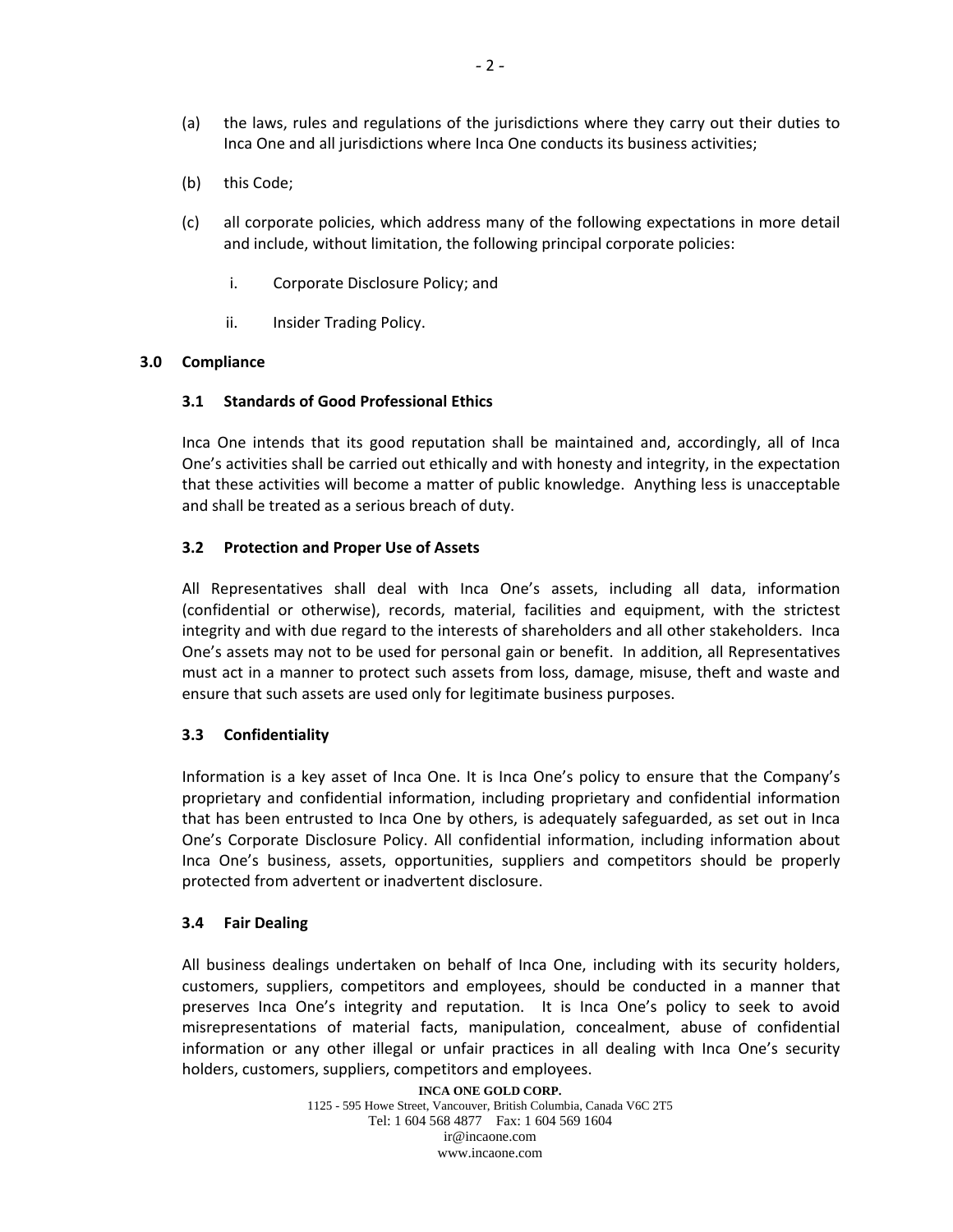(a) the laws, rules and regulations of the jurisdictions where they carry out their duties to Inca One and all jurisdictions where Inca One conducts its business activities;

(b) this Code;

(c) all corporate policies, which address many of the following expectations in more detail and include, without limitation, the following principal corporate policies:

   i. Corporate Disclosure Policy; and

   ii. Insider Trading Policy.

## 3.0 Compliance

### 3.1 Standards of Good Professional Ethics

Inca One intends that its good reputation shall be maintained and, accordingly, all of Inca One's activities shall be carried out ethically and with honesty and integrity, in the expectation that these activities will become a matter of public knowledge. Anything less is unacceptable and shall be treated as a serious breach of duty.

### 3.2 Protection and Proper Use of Assets

All Representatives shall deal with Inca One's assets, including all data, information (confidential or otherwise), records, material, facilities and equipment, with the strictest integrity and with due regard to the interests of shareholders and all other stakeholders. Inca One's assets may not to be used for personal gain or benefit. In addition, all Representatives must act in a manner to protect such assets from loss, damage, misuse, theft and waste and ensure that such assets are used only for legitimate business purposes.

### 3.3 Confidentiality

Information is a key asset of Inca One. It is Inca One's policy to ensure that the Company's proprietary and confidential information, including proprietary and confidential information that has been entrusted to Inca One by others, is adequately safeguarded, as set out in Inca One's Corporate Disclosure Policy. All confidential information, including information about Inca One's business, assets, opportunities, suppliers and competitors should be properly protected from advertent or inadvertent disclosure.

### 3.4 Fair Dealing

All business dealings undertaken on behalf of Inca One, including with its security holders, customers, suppliers, competitors and employees, should be conducted in a manner that preserves Inca One's integrity and reputation. It is Inca One's policy to seek to avoid misrepresentations of material facts, manipulation, concealment, abuse of confidential information or any other illegal or unfair practices in all dealing with Inca One's security holders, customers, suppliers, competitors and employees.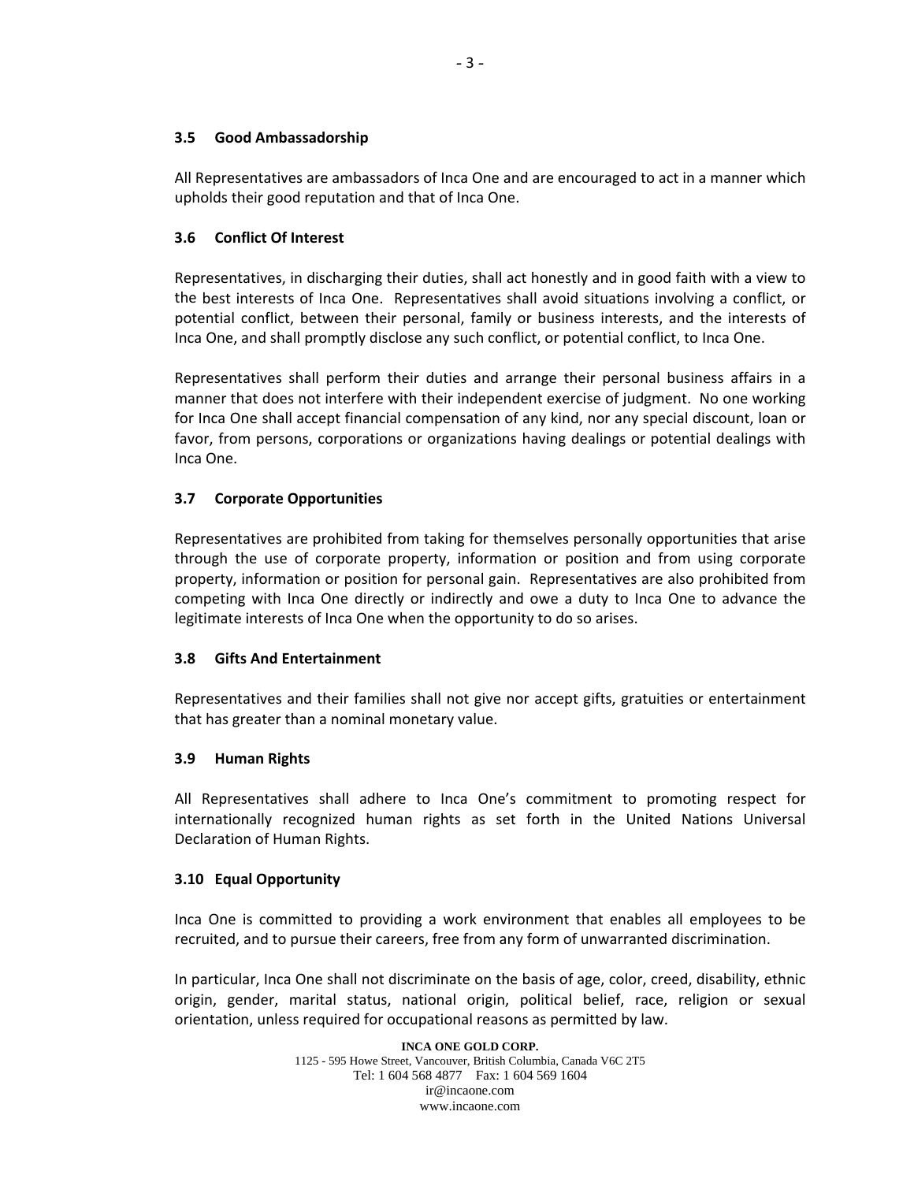### 3.5 Good Ambassadorship

All Representatives are ambassadors of Inca One and are encouraged to act in a manner which upholds their good reputation and that of Inca One.

### 3.6 Conflict Of Interest

Representatives, in discharging their duties, shall act honestly and in good faith with a view to the best interests of Inca One. Representatives shall avoid situations involving a conflict, or potential conflict, between their personal, family or business interests, and the interests of Inca One, and shall promptly disclose any such conflict, or potential conflict, to Inca One.

Representatives shall perform their duties and arrange their personal business affairs in a manner that does not interfere with their independent exercise of judgment. No one working for Inca One shall accept financial compensation of any kind, nor any special discount, loan or favor, from persons, corporations or organizations having dealings or potential dealings with Inca One.

### 3.7 Corporate Opportunities

Representatives are prohibited from taking for themselves personally opportunities that arise through the use of corporate property, information or position and from using corporate property, information or position for personal gain. Representatives are also prohibited from competing with Inca One directly or indirectly and owe a duty to Inca One to advance the legitimate interests of Inca One when the opportunity to do so arises.

### 3.8 Gifts And Entertainment

Representatives and their families shall not give nor accept gifts, gratuities or entertainment that has greater than a nominal monetary value.

### 3.9 Human Rights

All Representatives shall adhere to Inca One's commitment to promoting respect for internationally recognized human rights as set forth in the United Nations Universal Declaration of Human Rights.

### 3.10 Equal Opportunity

Inca One is committed to providing a work environment that enables all employees to be recruited, and to pursue their careers, free from any form of unwarranted discrimination.

In particular, Inca One shall not discriminate on the basis of age, color, creed, disability, ethnic origin, gender, marital status, national origin, political belief, race, religion or sexual orientation, unless required for occupational reasons as permitted by law.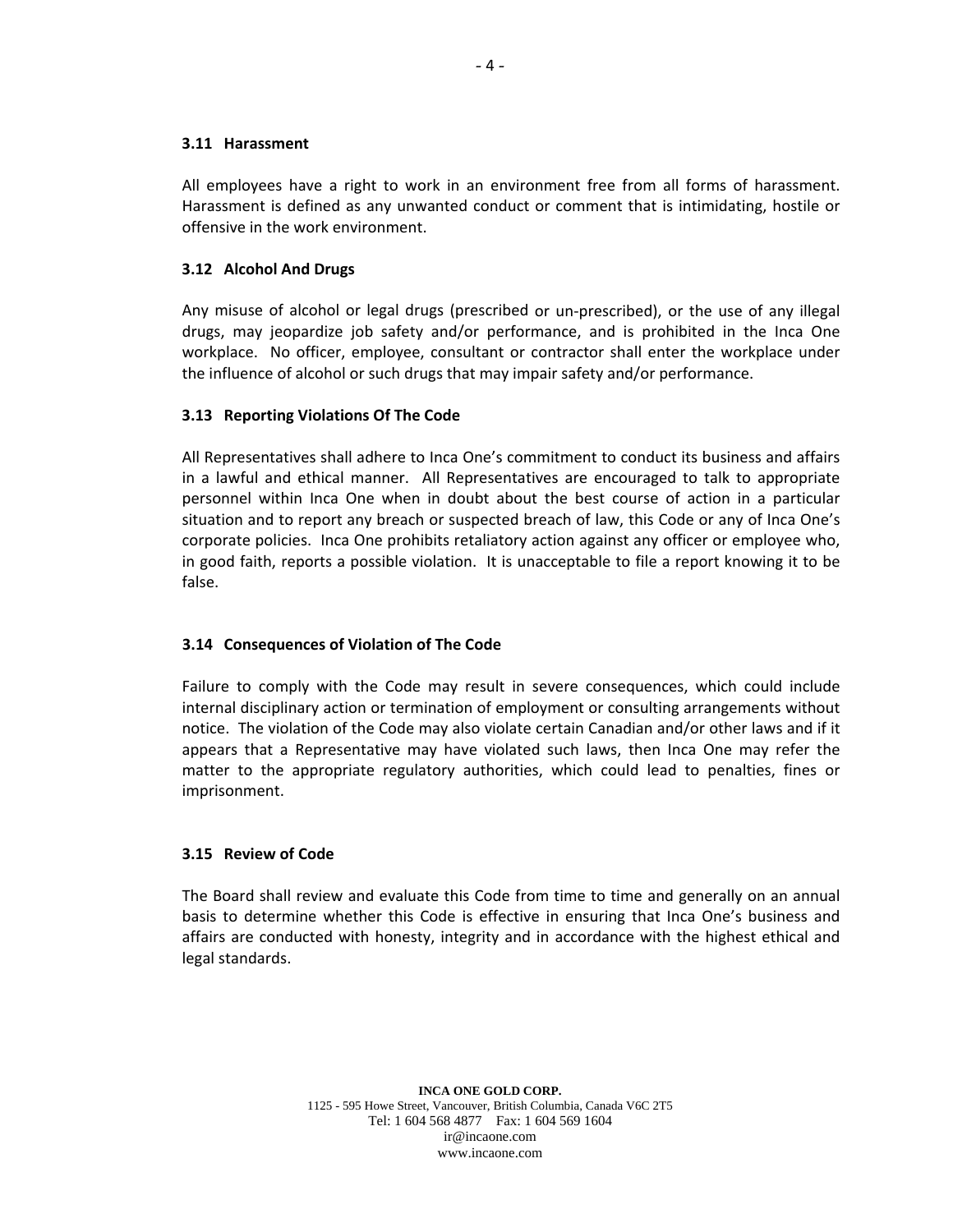### 3.11 Harassment

All employees have a right to work in an environment free from all forms of harassment. Harassment is defined as any unwanted conduct or comment that is intimidating, hostile or offensive in the work environment.

### 3.12 Alcohol And Drugs

Any misuse of alcohol or legal drugs (prescribed or un-prescribed), or the use of any illegal drugs, may jeopardize job safety and/or performance, and is prohibited in the Inca One workplace. No officer, employee, consultant or contractor shall enter the workplace under the influence of alcohol or such drugs that may impair safety and/or performance.

### 3.13 Reporting Violations Of The Code

All Representatives shall adhere to Inca One's commitment to conduct its business and affairs in a lawful and ethical manner. All Representatives are encouraged to talk to appropriate personnel within Inca One when in doubt about the best course of action in a particular situation and to report any breach or suspected breach of law, this Code or any of Inca One's corporate policies. Inca One prohibits retaliatory action against any officer or employee who, in good faith, reports a possible violation. It is unacceptable to file a report knowing it to be false.

### 3.14 Consequences of Violation of The Code

Failure to comply with the Code may result in severe consequences, which could include internal disciplinary action or termination of employment or consulting arrangements without notice. The violation of the Code may also violate certain Canadian and/or other laws and if it appears that a Representative may have violated such laws, then Inca One may refer the matter to the appropriate regulatory authorities, which could lead to penalties, fines or imprisonment.

### 3.15 Review of Code

The Board shall review and evaluate this Code from time to time and generally on an annual basis to determine whether this Code is effective in ensuring that Inca One's business and affairs are conducted with honesty, integrity and in accordance with the highest ethical and legal standards.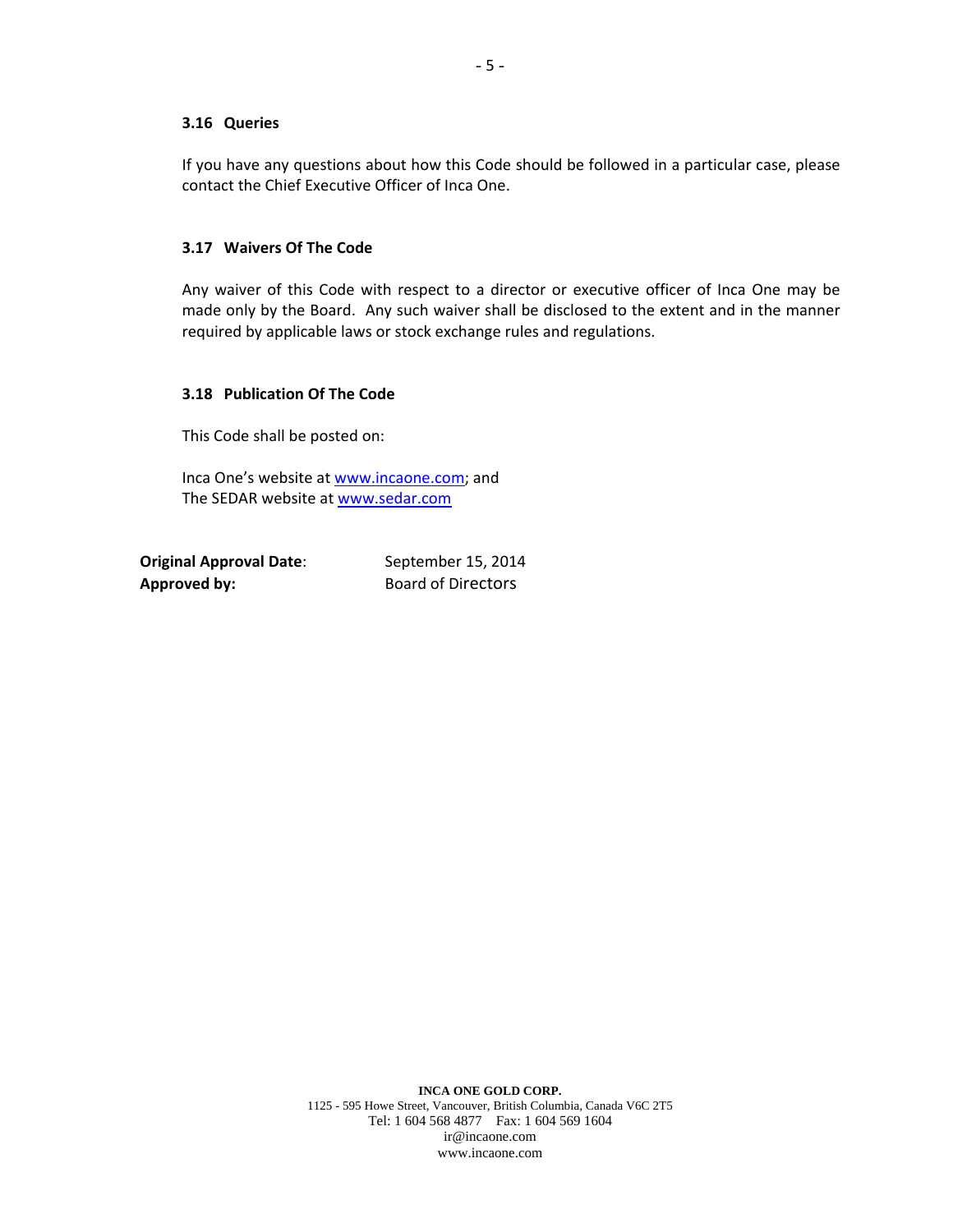### 3.16 Queries

If you have any questions about how this Code should be followed in a particular case, please contact the Chief Executive Officer of Inca One.

### 3.17 Waivers Of The Code

Any waiver of this Code with respect to a director or executive officer of Inca One may be made only by the Board. Any such waiver shall be disclosed to the extent and in the manner required by applicable laws or stock exchange rules and regulations.

### 3.18 Publication Of The Code

This Code shall be posted on:

Inca One's website at www.incaone.com; and
The SEDAR website at www.sedar.com

**Original Approval Date**: September 15, 2014
**Approved by:** Board of Directors

**INCA ONE GOLD CORP.**
1125 - 595 Howe Street, Vancouver, British Columbia, Canada V6C 2T5
Tel: 1 604 568 4877 Fax: 1 604 569 1604
ir@incaone.com
www.incaone.com